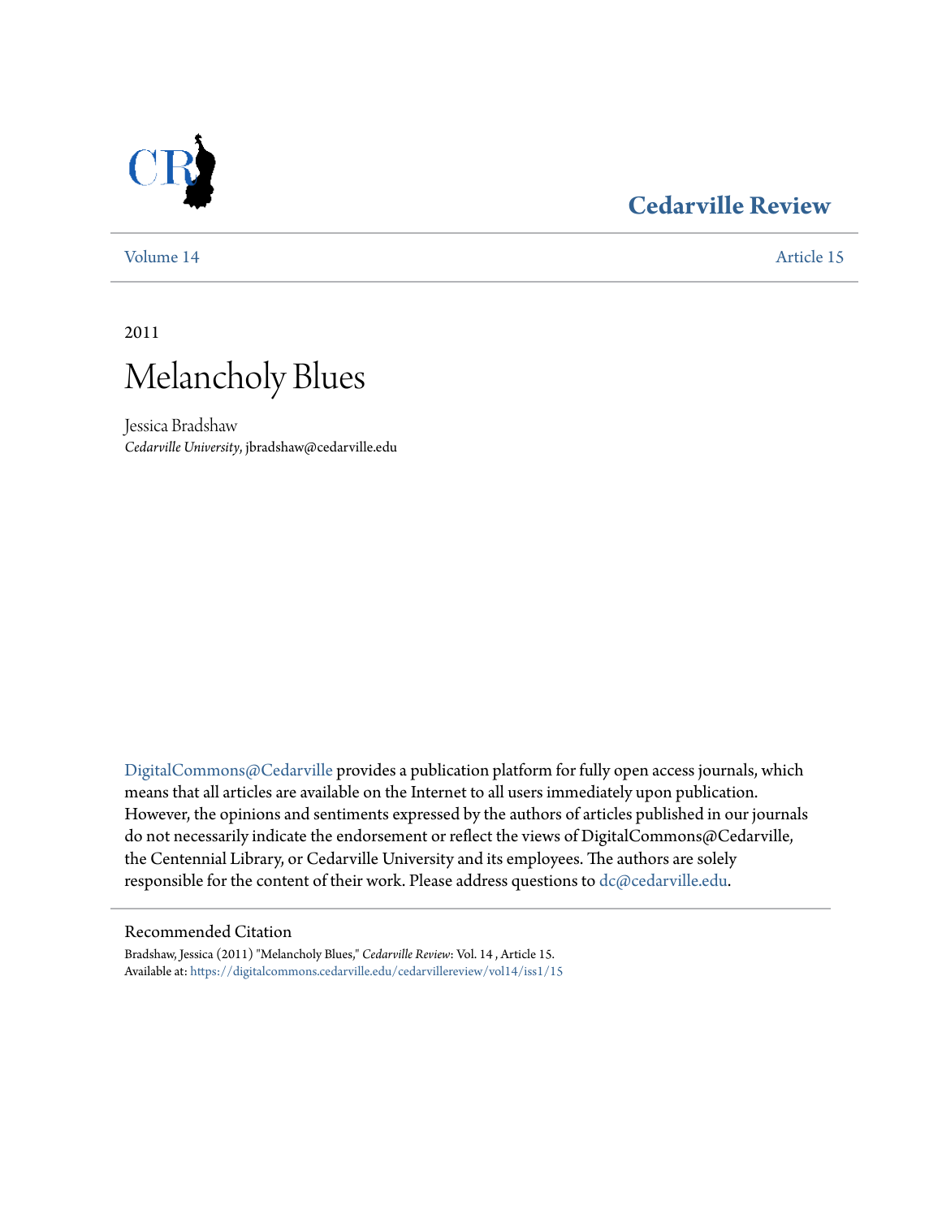# Cedarville Review

Volume 14 Article 15

2011

# Melancholy Blues

Jessica Bradshaw
*Cedarville University*, jbradshaw@cedarville.edu

DigitalCommons@Cedarville provides a publication platform for fully open access journals, which means that all articles are available on the Internet to all users immediately upon publication. However, the opinions and sentiments expressed by the authors of articles published in our journals do not necessarily indicate the endorsement or reflect the views of DigitalCommons@Cedarville, the Centennial Library, or Cedarville University and its employees. The authors are solely responsible for the content of their work. Please address questions to dc@cedarville.edu.

## Recommended Citation

Bradshaw, Jessica (2011) "Melancholy Blues," *Cedarville Review*: Vol. 14 , Article 15.
Available at: https://digitalcommons.cedarville.edu/cedarvillereview/vol14/iss1/15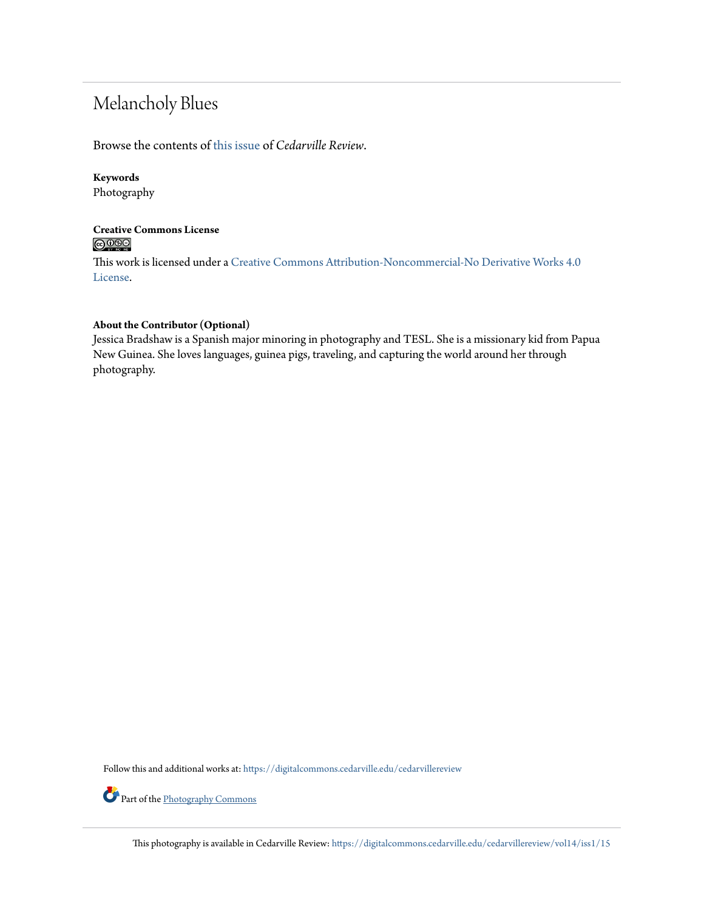# Melancholy Blues

Browse the contents of this issue of *Cedarville Review*.

**Keywords**
Photography

**Creative Commons License**

This work is licensed under a Creative Commons Attribution-Noncommercial-No Derivative Works 4.0 License.

**About the Contributor (Optional)**
Jessica Bradshaw is a Spanish major minoring in photography and TESL. She is a missionary kid from Papua New Guinea. She loves languages, guinea pigs, traveling, and capturing the world around her through photography.

Follow this and additional works at: https://digitalcommons.cedarville.edu/cedarvillereview

Part of the Photography Commons

This photography is available in Cedarville Review: https://digitalcommons.cedarville.edu/cedarvillereview/vol14/iss1/15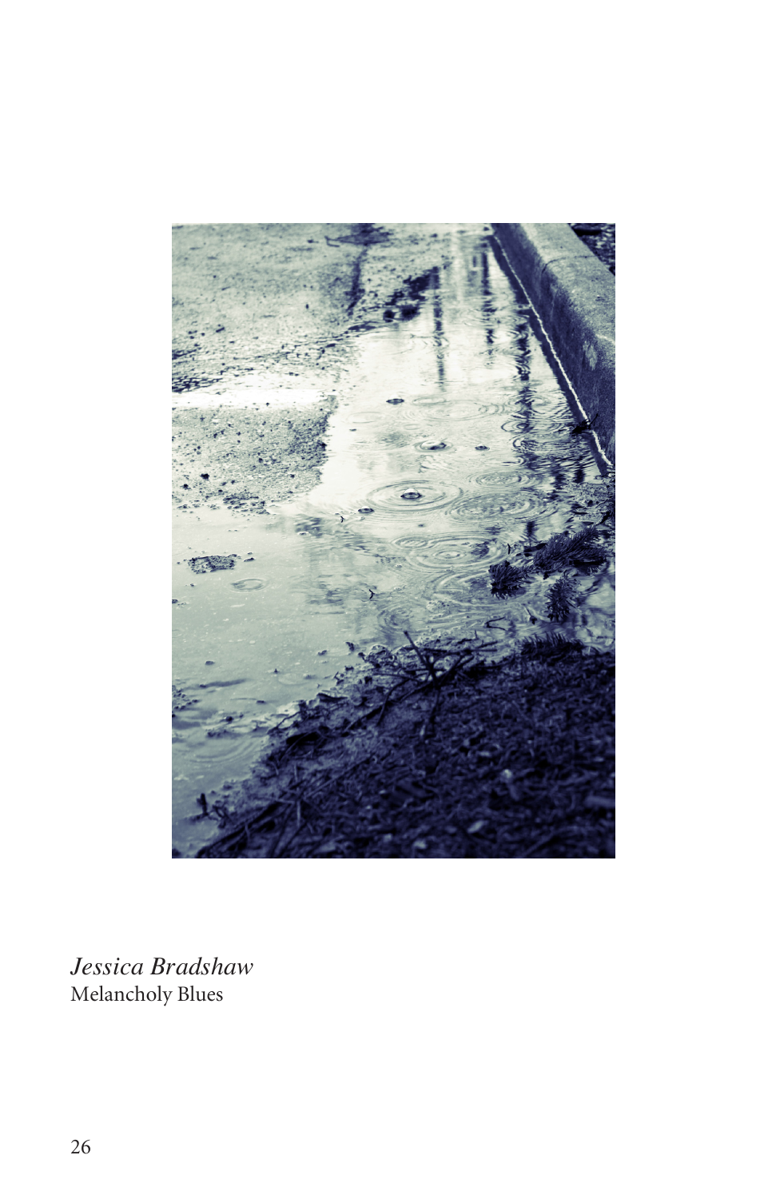*Jessica Bradshaw*
Melancholy Blues